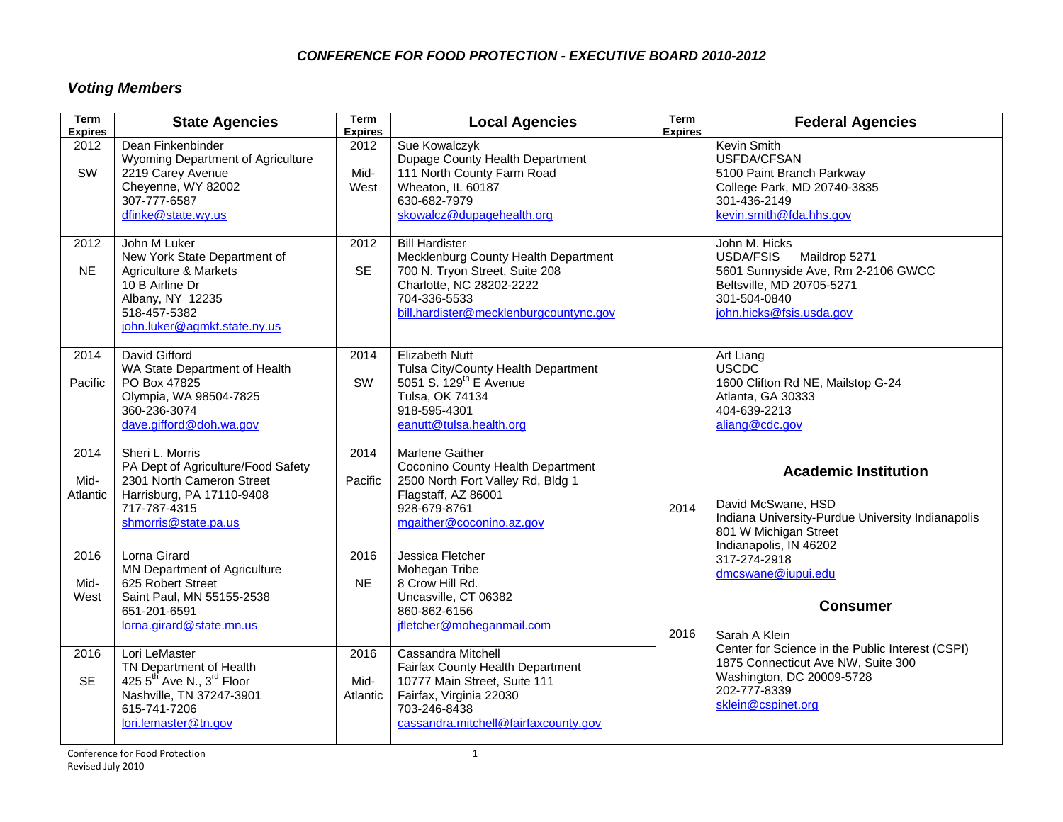# CONFERENCE FOR FOOD PROTECTION - EXECUTIVE BOARD 2010-2012

## Voting Members

| Term Expires | State Agencies | Term Expires | Local Agencies | Term Expires | Federal Agencies |
|---|---|---|---|---|---|
| 2012<br>SW | Dean Finkenbinder<br>Wyoming Department of Agriculture<br>2219 Carey Avenue<br>Cheyenne, WY 82002<br>307-777-6587<br>dfinke@state.wy.us | 2012<br>Mid-West | Sue Kowalczyk<br>Dupage County Health Department<br>111 North County Farm Road<br>Wheaton, IL 60187<br>630-682-7979<br>skowalcz@dupagehealth.org | | Kevin Smith<br>USFDA/CFSAN<br>5100 Paint Branch Parkway<br>College Park, MD 20740-3835<br>301-436-2149<br>kevin.smith@fda.hhs.gov |
| 2012<br>NE | John M Luker<br>New York State Department of Agriculture & Markets<br>10 B Airline Dr<br>Albany, NY 12235<br>518-457-5382<br>john.luker@agmkt.state.ny.us | 2012<br>SE | Bill Hardister<br>Mecklenburg County Health Department<br>700 N. Tryon Street, Suite 208<br>Charlotte, NC 28202-2222<br>704-336-5533<br>bill.hardister@mecklenburgcountync.gov | | John M. Hicks<br>USDA/FSIS Maildrop 5271<br>5601 Sunnyside Ave, Rm 2-2106 GWCC<br>Beltsville, MD 20705-5271<br>301-504-0840<br>john.hicks@fsis.usda.gov |
| 2014<br>Pacific | David Gifford<br>WA State Department of Health<br>PO Box 47825<br>Olympia, WA 98504-7825<br>360-236-3074<br>dave.gifford@doh.wa.gov | 2014<br>SW | Elizabeth Nutt<br>Tulsa City/County Health Department<br>5051 S. 129th E Avenue<br>Tulsa, OK 74134<br>918-595-4301<br>eanutt@tulsa.health.org | | Art Liang<br>USCDC<br>1600 Clifton Rd NE, Mailstop G-24<br>Atlanta, GA 30333<br>404-639-2213<br>aliang@cdc.gov |
| 2014<br>Mid-Atlantic | Sheri L. Morris<br>PA Dept of Agriculture/Food Safety<br>2301 North Cameron Street<br>Harrisburg, PA 17110-9408<br>717-787-4315<br>shmorris@state.pa.us | 2014<br>Pacific | Marlene Gaither<br>Coconino County Health Department<br>2500 North Fort Valley Rd, Bldg 1<br>Flagstaff, AZ 86001<br>928-679-8761<br>mgaither@coconino.az.gov | 2014 | **Academic Institution**<br>David McSwane, HSD<br>Indiana University-Purdue University Indianapolis<br>801 W Michigan Street<br>Indianapolis, IN 46202<br>317-274-2918<br>dmcswane@iupui.edu |
| 2016<br>Mid-West | Lorna Girard<br>MN Department of Agriculture<br>625 Robert Street<br>Saint Paul, MN 55155-2538<br>651-201-6591<br>lorna.girard@state.mn.us | 2016<br>NE | Jessica Fletcher<br>Mohegan Tribe<br>8 Crow Hill Rd.<br>Uncasville, CT 06382<br>860-862-6156<br>jfletcher@moheganmail.com | 2016 | **Consumer**<br>Sarah A Klein<br>Center for Science in the Public Interest (CSPI)<br>1875 Connecticut Ave NW, Suite 300<br>Washington, DC 20009-5728<br>202-777-8339<br>sklein@cspinet.org |
| 2016<br>SE | Lori LeMaster<br>TN Department of Health<br>425 5th Ave N., 3rd Floor<br>Nashville, TN 37247-3901<br>615-741-7206<br>lori.lemaster@tn.gov | 2016<br>Mid-Atlantic | Cassandra Mitchell<br>Fairfax County Health Department<br>10777 Main Street, Suite 111<br>Fairfax, Virginia 22030<br>703-246-8438<br>cassandra.mitchell@fairfaxcounty.gov | | |

Conference for Food Protection
Revised July 2010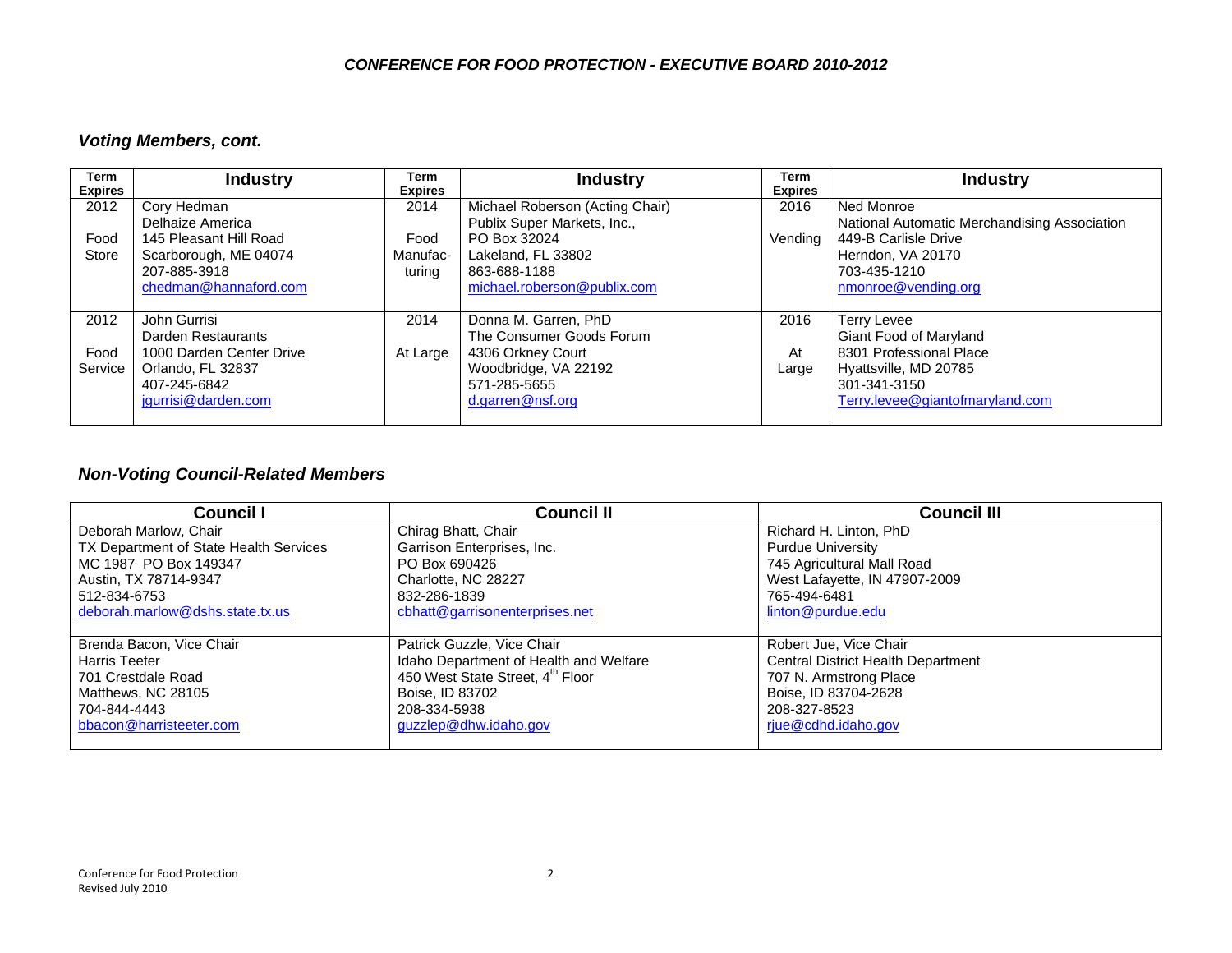## *Voting Members, cont.*

| Term Expires | Industry | Term Expires | Industry | Term Expires | Industry |
|---|---|---|---|---|---|
| 2012<br><br>Food Store | Cory Hedman<br>Delhaize America<br>145 Pleasant Hill Road<br>Scarborough, ME 04074<br>207-885-3918<br>chedman@hannaford.com | 2014<br><br>Food Manufac-turing | Michael Roberson (Acting Chair)<br>Publix Super Markets, Inc.,<br>PO Box 32024<br>Lakeland, FL 33802<br>863-688-1188<br>michael.roberson@publix.com | 2016<br><br>Vending | Ned Monroe<br>National Automatic Merchandising Association<br>449-B Carlisle Drive<br>Herndon, VA 20170<br>703-435-1210<br>nmonroe@vending.org |
| 2012<br><br>Food Service | John Gurrisi<br>Darden Restaurants<br>1000 Darden Center Drive<br>Orlando, FL 32837<br>407-245-6842<br>jgurrisi@darden.com | 2014<br><br>At Large | Donna M. Garren, PhD<br>The Consumer Goods Forum<br>4306 Orkney Court<br>Woodbridge, VA 22192<br>571-285-5655<br>d.garren@nsf.org | 2016<br><br>At Large | Terry Levee<br>Giant Food of Maryland<br>8301 Professional Place<br>Hyattsville, MD 20785<br>301-341-3150<br>Terry.levee@giantofmaryland.com |

## *Non-Voting Council-Related Members*

| Council I | Council II | Council III |
|---|---|---|
| Deborah Marlow, Chair<br>TX Department of State Health Services<br>MC 1987 PO Box 149347<br>Austin, TX 78714-9347<br>512-834-6753<br>deborah.marlow@dshs.state.tx.us | Chirag Bhatt, Chair<br>Garrison Enterprises, Inc.<br>PO Box 690426<br>Charlotte, NC 28227<br>832-286-1839<br>cbhatt@garrisonenterprises.net | Richard H. Linton, PhD<br>Purdue University<br>745 Agricultural Mall Road<br>West Lafayette, IN 47907-2009<br>765-494-6481<br>linton@purdue.edu |
| Brenda Bacon, Vice Chair<br>Harris Teeter<br>701 Crestdale Road<br>Matthews, NC 28105<br>704-844-4443<br>bbacon@harristeeter.com | Patrick Guzzle, Vice Chair<br>Idaho Department of Health and Welfare<br>450 West State Street, 4th Floor<br>Boise, ID 83702<br>208-334-5938<br>guzzlep@dhw.idaho.gov | Robert Jue, Vice Chair<br>Central District Health Department<br>707 N. Armstrong Place<br>Boise, ID 83704-2628<br>208-327-8523<br>rjue@cdhd.idaho.gov |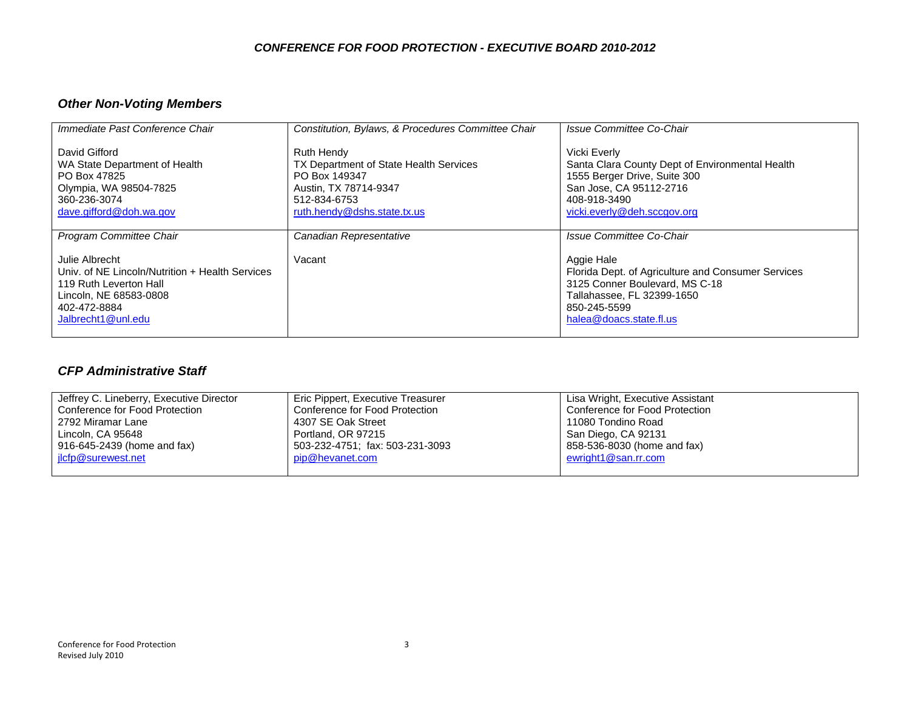### *CONFERENCE FOR FOOD PROTECTION - EXECUTIVE BOARD 2010-2012*

## *Other Non-Voting Members*

| *Immediate Past Conference Chair* | *Constitution, Bylaws, & Procedures Committee Chair* | *Issue Committee Co-Chair* |
|---|---|---|
| David Gifford<br>WA State Department of Health<br>PO Box 47825<br>Olympia, WA 98504-7825<br>360-236-3074<br>dave.gifford@doh.wa.gov | Ruth Hendy<br>TX Department of State Health Services<br>PO Box 149347<br>Austin, TX 78714-9347<br>512-834-6753<br>ruth.hendy@dshs.state.tx.us | Vicki Everly<br>Santa Clara County Dept of Environmental Health<br>1555 Berger Drive, Suite 300<br>San Jose, CA 95112-2716<br>408-918-3490<br>vicki.everly@deh.sccgov.org |
| *Program Committee Chair* | *Canadian Representative* | *Issue Committee Co-Chair* |
| Julie Albrecht<br>Univ. of NE Lincoln/Nutrition + Health Services<br>119 Ruth Leverton Hall<br>Lincoln, NE 68583-0808<br>402-472-8884<br>Jalbrecht1@unl.edu | Vacant | Aggie Hale<br>Florida Dept. of Agriculture and Consumer Services<br>3125 Conner Boulevard, MS C-18<br>Tallahassee, FL 32399-1650<br>850-245-5599<br>halea@doacs.state.fl.us |

## *CFP Administrative Staff*

| | | |
|---|---|---|
| Jeffrey C. Lineberry, Executive Director<br>Conference for Food Protection<br>2792 Miramar Lane<br>Lincoln, CA 95648<br>916-645-2439 (home and fax)<br>jlcfp@surewest.net | Eric Pippert, Executive Treasurer<br>Conference for Food Protection<br>4307 SE Oak Street<br>Portland, OR 97215<br>503-232-4751; fax: 503-231-3093<br>pip@hevanet.com | Lisa Wright, Executive Assistant<br>Conference for Food Protection<br>11080 Tondino Road<br>San Diego, CA 92131<br>858-536-8030 (home and fax)<br>ewright1@san.rr.com |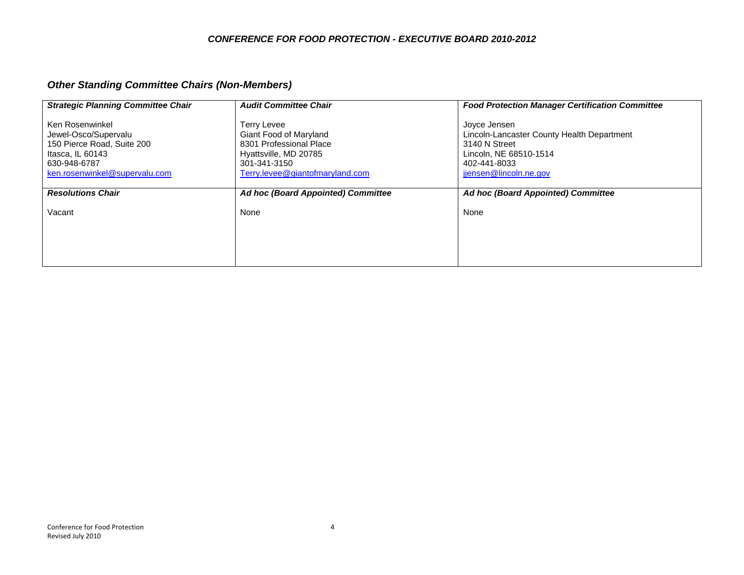### *CONFERENCE FOR FOOD PROTECTION - EXECUTIVE BOARD 2010-2012*

## *Other Standing Committee Chairs (Non-Members)*

| ***Strategic Planning Committee Chair*** | ***Audit Committee Chair*** | ***Food Protection Manager Certification Committee*** |
|---|---|---|
| Ken Rosenwinkel<br>Jewel-Osco/Supervalu<br>150 Pierce Road, Suite 200<br>Itasca, IL 60143<br>630-948-6787<br>ken.rosenwinkel@supervalu.com | Terry Levee<br>Giant Food of Maryland<br>8301 Professional Place<br>Hyattsville, MD 20785<br>301-341-3150<br>Terry.levee@giantofmaryland.com | Joyce Jensen<br>Lincoln-Lancaster County Health Department<br>3140 N Street<br>Lincoln, NE 68510-1514<br>402-441-8033<br>jjensen@lincoln.ne.gov |
| ***Resolutions Chair*** | ***Ad hoc (Board Appointed) Committee*** | ***Ad hoc (Board Appointed) Committee*** |
| Vacant | None | None |

Conference for Food Protection
Revised July 2010